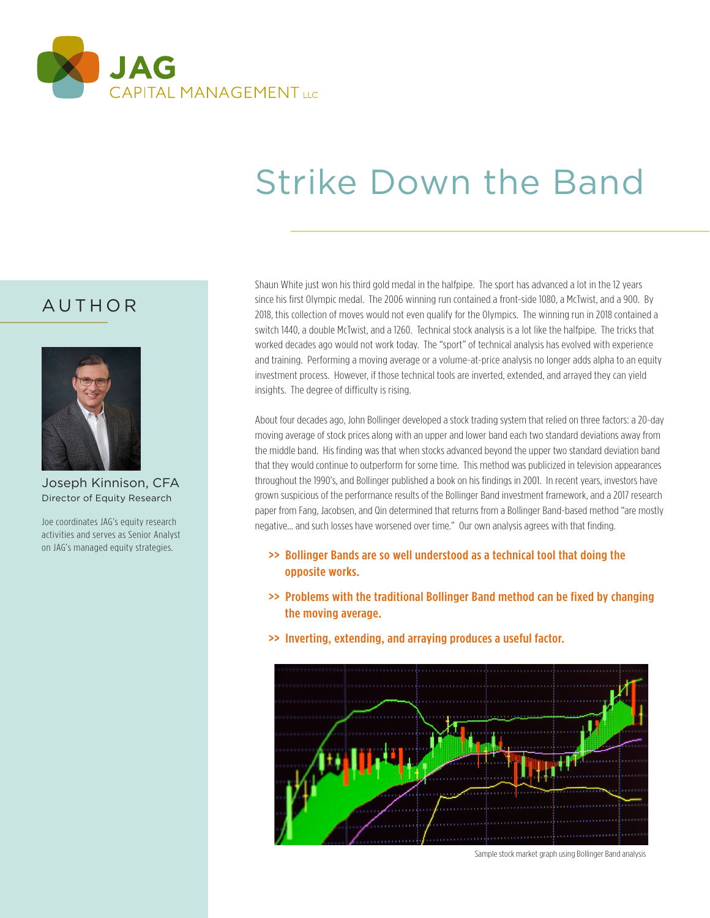JAG CAPITAL MANAGEMENT LLC

# Strike Down the Band

## AUTHOR

Joseph Kinnison, CFA
Director of Equity Research

Joe coordinates JAG's equity research activities and serves as Senior Analyst on JAG's managed equity strategies.

Shaun White just won his third gold medal in the halfpipe. The sport has advanced a lot in the 12 years since his first Olympic medal. The 2006 winning run contained a front-side 1080, a McTwist, and a 900. By 2018, this collection of moves would not even qualify for the Olympics. The winning run in 2018 contained a switch 1440, a double McTwist, and a 1260. Technical stock analysis is a lot like the halfpipe. The tricks that worked decades ago would not work today. The "sport" of technical analysis has evolved with experience and training. Performing a moving average or a volume-at-price analysis no longer adds alpha to an equity investment process. However, if those technical tools are inverted, extended, and arrayed they can yield insights. The degree of difficulty is rising.

About four decades ago, John Bollinger developed a stock trading system that relied on three factors: a 20-day moving average of stock prices along with an upper and lower band each two standard deviations away from the middle band. His finding was that when stocks advanced beyond the upper two standard deviation band that they would continue to outperform for some time. This method was publicized in television appearances throughout the 1990's, and Bollinger published a book on his findings in 2001. In recent years, investors have grown suspicious of the performance results of the Bollinger Band investment framework, and a 2017 research paper from Fang, Jacobsen, and Qin determined that returns from a Bollinger Band-based method "are mostly negative... and such losses have worsened over time." Our own analysis agrees with that finding.

- **>> Bollinger Bands are so well understood as a technical tool that doing the opposite works.**
- **>> Problems with the traditional Bollinger Band method can be fixed by changing the moving average.**
- **>> Inverting, extending, and arraying produces a useful factor.**

Sample stock market graph using Bollinger Band analysis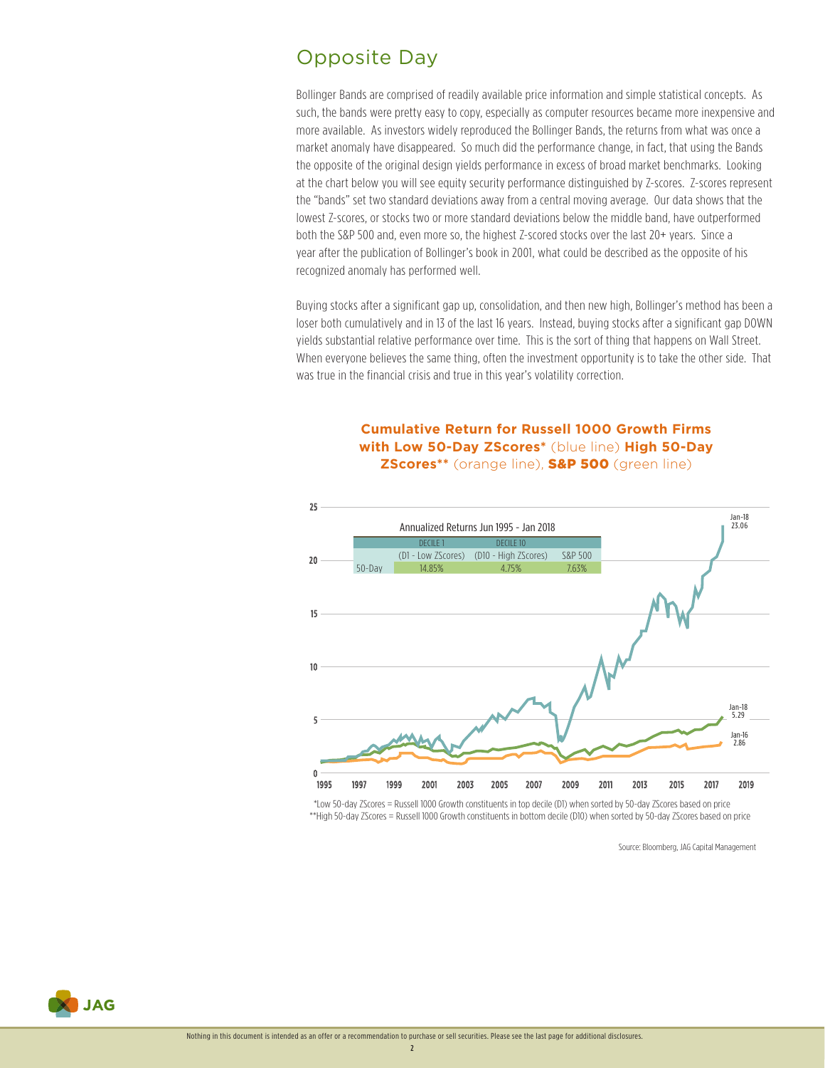## Opposite Day

Bollinger Bands are comprised of readily available price information and simple statistical concepts. As such, the bands were pretty easy to copy, especially as computer resources became more inexpensive and more available. As investors widely reproduced the Bollinger Bands, the returns from what was once a market anomaly have disappeared. So much did the performance change, in fact, that using the Bands the opposite of the original design yields performance in excess of broad market benchmarks. Looking at the chart below you will see equity security performance distinguished by Z-scores. Z-scores represent the "bands" set two standard deviations away from a central moving average. Our data shows that the lowest Z-scores, or stocks two or more standard deviations below the middle band, have outperformed both the S&P 500 and, even more so, the highest Z-scored stocks over the last 20+ years. Since a year after the publication of Bollinger's book in 2001, what could be described as the opposite of his recognized anomaly has performed well.

Buying stocks after a significant gap up, consolidation, and then new high, Bollinger's method has been a loser both cumulatively and in 13 of the last 16 years. Instead, buying stocks after a significant gap DOWN yields substantial relative performance over time. This is the sort of thing that happens on Wall Street. When everyone believes the same thing, often the investment opportunity is to take the other side. That was true in the financial crisis and true in this year's volatility correction.

**Cumulative Return for Russell 1000 Growth Firms with Low 50-Day ZScores*** (blue line) **High 50-Day ZScores**** (orange line), **S&P 500** (green line)

Annualized Returns Jun 1995 – Jan 2018

| | DECILE 1 (D1 - Low ZScores) | DECILE 10 (D10 - High ZScores) | S&P 500 |
|---|---|---|---|
| 50-Day | 14.85% | 4.75% | 7.63% |

Chart end values: Jan-18 23.06 (blue line); Jan-18 5.29 (green line); Jan-16 2.86 (orange line)

*Low 50-day ZScores = Russell 1000 Growth constituents in top decile (D1) when sorted by 50-day ZScores based on price
**High 50-day ZScores = Russell 1000 Growth constituents in bottom decile (D10) when sorted by 50-day ZScores based on price

Source: Bloomberg, JAG Capital Management

Nothing in this document is intended as an offer or a recommendation to purchase or sell securities. Please see the last page for additional disclosures.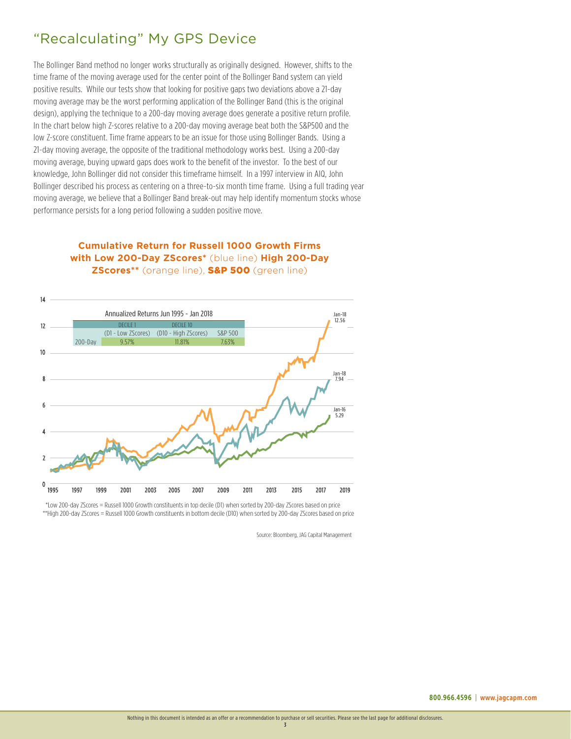# "Recalculating" My GPS Device

The Bollinger Band method no longer works structurally as originally designed. However, shifts to the time frame of the moving average used for the center point of the Bollinger Band system can yield positive results. While our tests show that looking for positive gaps two deviations above a 21-day moving average may be the worst performing application of the Bollinger Band (this is the original design), applying the technique to a 200-day moving average does generate a positive return profile. In the chart below high Z-scores relative to a 200-day moving average beat both the S&P500 and the low Z-score constituent. Time frame appears to be an issue for those using Bollinger Bands. Using a 21-day moving average, the opposite of the traditional methodology works best. Using a 200-day moving average, buying upward gaps does work to the benefit of the investor. To the best of our knowledge, John Bollinger did not consider this timeframe himself. In a 1997 interview in AIQ, John Bollinger described his process as centering on a three-to-six month time frame. Using a full trading year moving average, we believe that a Bollinger Band break-out may help identify momentum stocks whose performance persists for a long period following a sudden positive move.

**Cumulative Return for Russell 1000 Growth Firms with Low 200-Day ZScores*** (blue line) **High 200-Day ZScores**** (orange line), **S&P 500** (green line)

Annualized Returns Jun 1995 - Jan 2018

| | DECILE 1 (D1 - Low ZScores) | DECILE 10 (D10 - High ZScores) | S&P 500 |
|---|---|---|---|
| 200-Day | 9.57% | 11.81% | 7.63% |

*Low 200-day ZScores = Russell 1000 Growth constituents in top decile (D1) when sorted by 200-day ZScores based on price
**High 200-day ZScores = Russell 1000 Growth constituents in bottom decile (D10) when sorted by 200-day ZScores based on price

Source: Bloomberg, JAG Capital Management

**800.966.4596 | www.jagcapm.com**

Nothing in this document is intended as an offer or a recommendation to purchase or sell securities. Please see the last page for additional disclosures.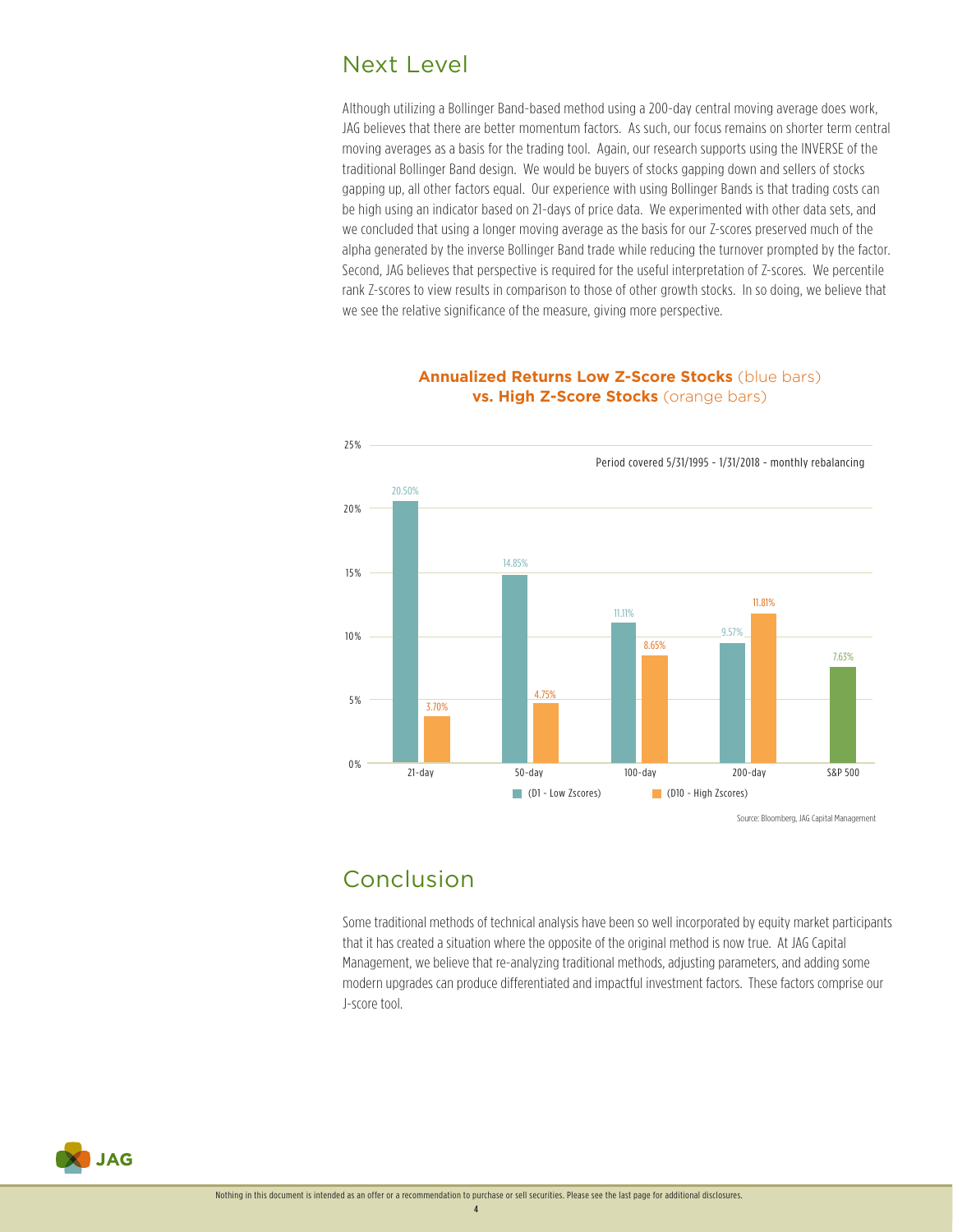## Next Level

Although utilizing a Bollinger Band-based method using a 200-day central moving average does work, JAG believes that there are better momentum factors. As such, our focus remains on shorter term central moving averages as a basis for the trading tool. Again, our research supports using the INVERSE of the traditional Bollinger Band design. We would be buyers of stocks gapping down and sellers of stocks gapping up, all other factors equal. Our experience with using Bollinger Bands is that trading costs can be high using an indicator based on 21-days of price data. We experimented with other data sets, and we concluded that using a longer moving average as the basis for our Z-scores preserved much of the alpha generated by the inverse Bollinger Band trade while reducing the turnover prompted by the factor. Second, JAG believes that perspective is required for the useful interpretation of Z-scores. We percentile rank Z-scores to view results in comparison to those of other growth stocks. In so doing, we believe that we see the relative significance of the measure, giving more perspective.

**Annualized Returns Low Z-Score Stocks** (blue bars) **vs. High Z-Score Stocks** (orange bars)

Period covered 5/31/1995 - 1/31/2018 - monthly rebalancing

| | (D1 - Low Zscores) | (D10 - High Zscores) |
|---|---|---|
| 21-day | 20.50% | 3.70% |
| 50-day | 14.85% | 4.75% |
| 100-day | 11.11% | 8.65% |
| 200-day | 9.57% | 11.81% |
| S&P 500 | 7.63% | |

Source: Bloomberg, JAG Capital Management

## Conclusion

Some traditional methods of technical analysis have been so well incorporated by equity market participants that it has created a situation where the opposite of the original method is now true. At JAG Capital Management, we believe that re-analyzing traditional methods, adjusting parameters, and adding some modern upgrades can produce differentiated and impactful investment factors. These factors comprise our J-score tool.

Nothing in this document is intended as an offer or a recommendation to purchase or sell securities. Please see the last page for additional disclosures.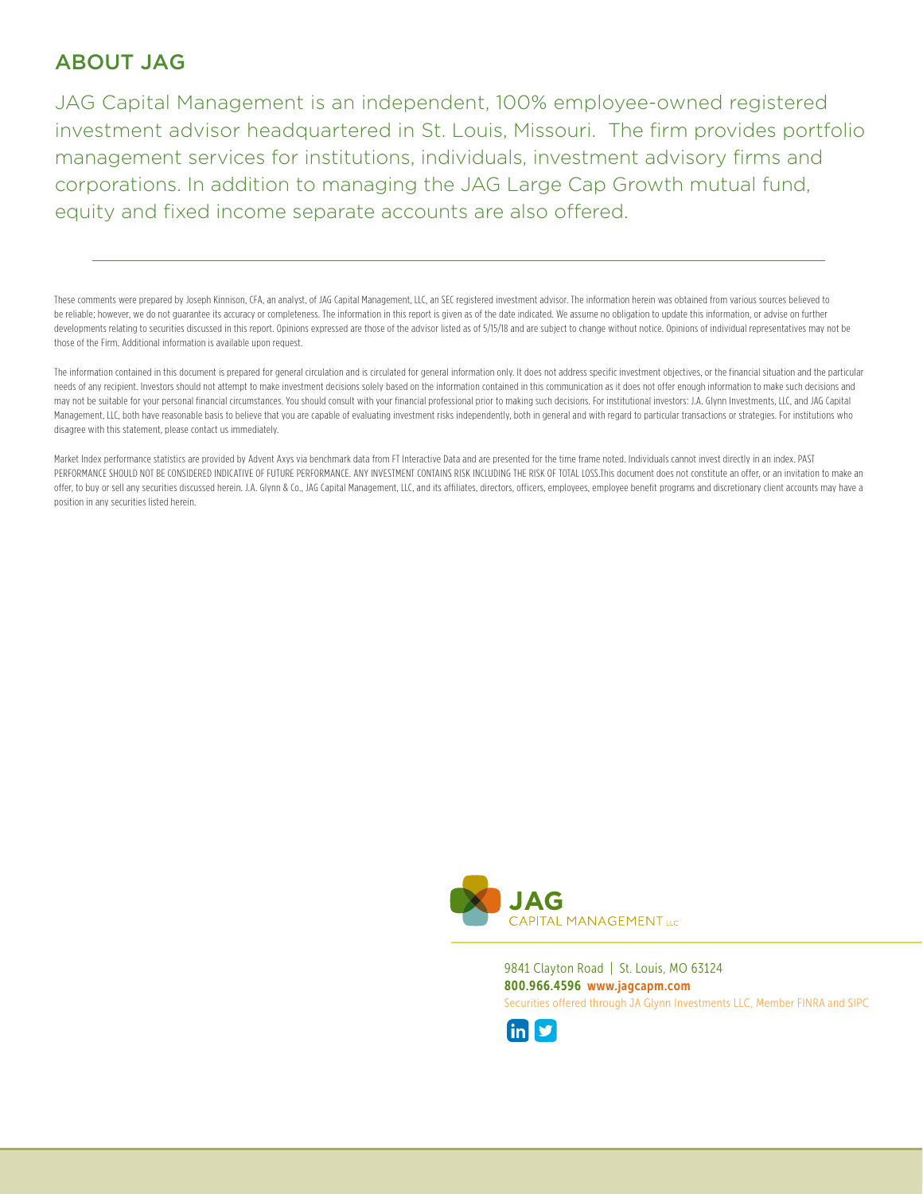## ABOUT JAG

JAG Capital Management is an independent, 100% employee-owned registered investment advisor headquartered in St. Louis, Missouri. The firm provides portfolio management services for institutions, individuals, investment advisory firms and corporations. In addition to managing the JAG Large Cap Growth mutual fund, equity and fixed income separate accounts are also offered.

---

These comments were prepared by Joseph Kinnison, CFA, an analyst, of JAG Capital Management, LLC, an SEC registered investment advisor. The information herein was obtained from various sources believed to be reliable; however, we do not guarantee its accuracy or completeness. The information in this report is given as of the date indicated. We assume no obligation to update this information, or advise on further developments relating to securities discussed in this report. Opinions expressed are those of the advisor listed as of 5/15/18 and are subject to change without notice. Opinions of individual representatives may not be those of the Firm. Additional information is available upon request.

The information contained in this document is prepared for general circulation and is circulated for general information only. It does not address specific investment objectives, or the financial situation and the particular needs of any recipient. Investors should not attempt to make investment decisions solely based on the information contained in this communication as it does not offer enough information to make such decisions and may not be suitable for your personal financial circumstances. You should consult with your financial professional prior to making such decisions. For institutional investors: J.A. Glynn Investments, LLC, and JAG Capital Management, LLC, both have reasonable basis to believe that you are capable of evaluating investment risks independently, both in general and with regard to particular transactions or strategies. For institutions who disagree with this statement, please contact us immediately.

Market Index performance statistics are provided by Advent Axys via benchmark data from FT Interactive Data and are presented for the time frame noted. Individuals cannot invest directly in an index. PAST PERFORMANCE SHOULD NOT BE CONSIDERED INDICATIVE OF FUTURE PERFORMANCE. ANY INVESTMENT CONTAINS RISK INCLUDING THE RISK OF TOTAL LOSS.This document does not constitute an offer, or an invitation to make an offer, to buy or sell any securities discussed herein. J.A. Glynn & Co., JAG Capital Management, LLC, and its affiliates, directors, officers, employees, employee benefit programs and discretionary client accounts may have a position in any securities listed herein.

JAG CAPITAL MANAGEMENT LLC

9841 Clayton Road | St. Louis, MO 63124

**800.966.4596** **www.jagcapm.com**

Securities offered through JA Glynn Investments LLC, Member FINRA and SIPC